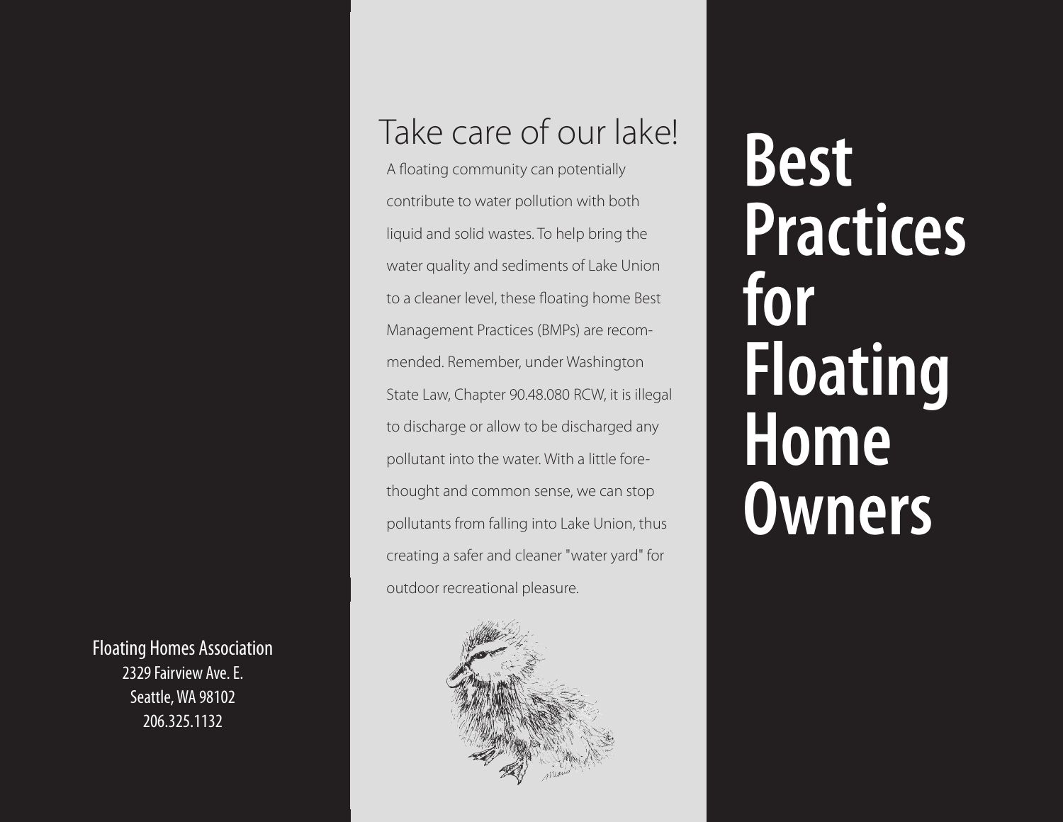# Best Practices for Floating Home Owners

## Take care of our lake!

A floating community can potentially contribute to water pollution with both liquid and solid wastes. To help bring the water quality and sediments of Lake Union to a cleaner level, these floating home Best Management Practices (BMPs) are recommended. Remember, under Washington State Law, Chapter 90.48.080 RCW, it is illegal to discharge or allow to be discharged any pollutant into the water. With a little forethought and common sense, we can stop pollutants from falling into Lake Union, thus creating a safer and cleaner "water yard" for outdoor recreational pleasure.

Floating Homes Association
2329 Fairview Ave. E.
Seattle, WA 98102
206.325.1132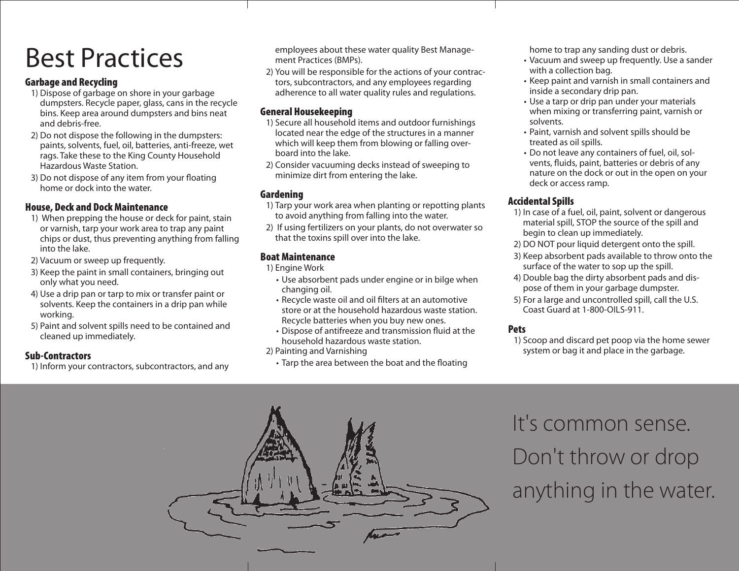# Best Practices

## Garbage and Recycling

1) Dispose of garbage on shore in your garbage dumpsters. Recycle paper, glass, cans in the recycle bins. Keep area around dumpsters and bins neat and debris-free.
2) Do not dispose the following in the dumpsters: paints, solvents, fuel, oil, batteries, anti-freeze, wet rags. Take these to the King County Household Hazardous Waste Station.
3) Do not dispose of any item from your floating home or dock into the water.

## House, Deck and Dock Maintenance

1) When prepping the house or deck for paint, stain or varnish, tarp your work area to trap any paint chips or dust, thus preventing anything from falling into the lake.
2) Vacuum or sweep up frequently.
3) Keep the paint in small containers, bringing out only what you need.
4) Use a drip pan or tarp to mix or transfer paint or solvents. Keep the containers in a drip pan while working.
5) Paint and solvent spills need to be contained and cleaned up immediately.

## Sub-Contractors

1) Inform your contractors, subcontractors, and any employees about these water quality Best Management Practices (BMPs).
2) You will be responsible for the actions of your contractors, subcontractors, and any employees regarding adherence to all water quality rules and regulations.

## General Housekeeping

1) Secure all household items and outdoor furnishings located near the edge of the structures in a manner which will keep them from blowing or falling overboard into the lake.
2) Consider vacuuming decks instead of sweeping to minimize dirt from entering the lake.

## Gardening

1) Tarp your work area when planting or repotting plants to avoid anything from falling into the water.
2) If using fertilizers on your plants, do not overwater so that the toxins spill over into the lake.

## Boat Maintenance

1) Engine Work
   - Use absorbent pads under engine or in bilge when changing oil.
   - Recycle waste oil and oil filters at an automotive store or at the household hazardous waste station. Recycle batteries when you buy new ones.
   - Dispose of antifreeze and transmission fluid at the household hazardous waste station.
2) Painting and Varnishing
   - Tarp the area between the boat and the floating home to trap any sanding dust or debris.
   - Vacuum and sweep up frequently. Use a sander with a collection bag.
   - Keep paint and varnish in small containers and inside a secondary drip pan.
   - Use a tarp or drip pan under your materials when mixing or transferring paint, varnish or solvents.
   - Paint, varnish and solvent spills should be treated as oil spills.
   - Do not leave any containers of fuel, oil, solvents, fluids, paint, batteries or debris of any nature on the dock or out in the open on your deck or access ramp.

## Accidental Spills

1) In case of a fuel, oil, paint, solvent or dangerous material spill, STOP the source of the spill and begin to clean up immediately.
2) DO NOT pour liquid detergent onto the spill.
3) Keep absorbent pads available to throw onto the surface of the water to sop up the spill.
4) Double bag the dirty absorbent pads and dispose of them in your garbage dumpster.
5) For a large and uncontrolled spill, call the U.S. Coast Guard at 1-800-OILS-911.

## Pets

1) Scoop and discard pet poop via the home sewer system or bag it and place in the garbage.

It's common sense.
Don't throw or drop anything in the water.